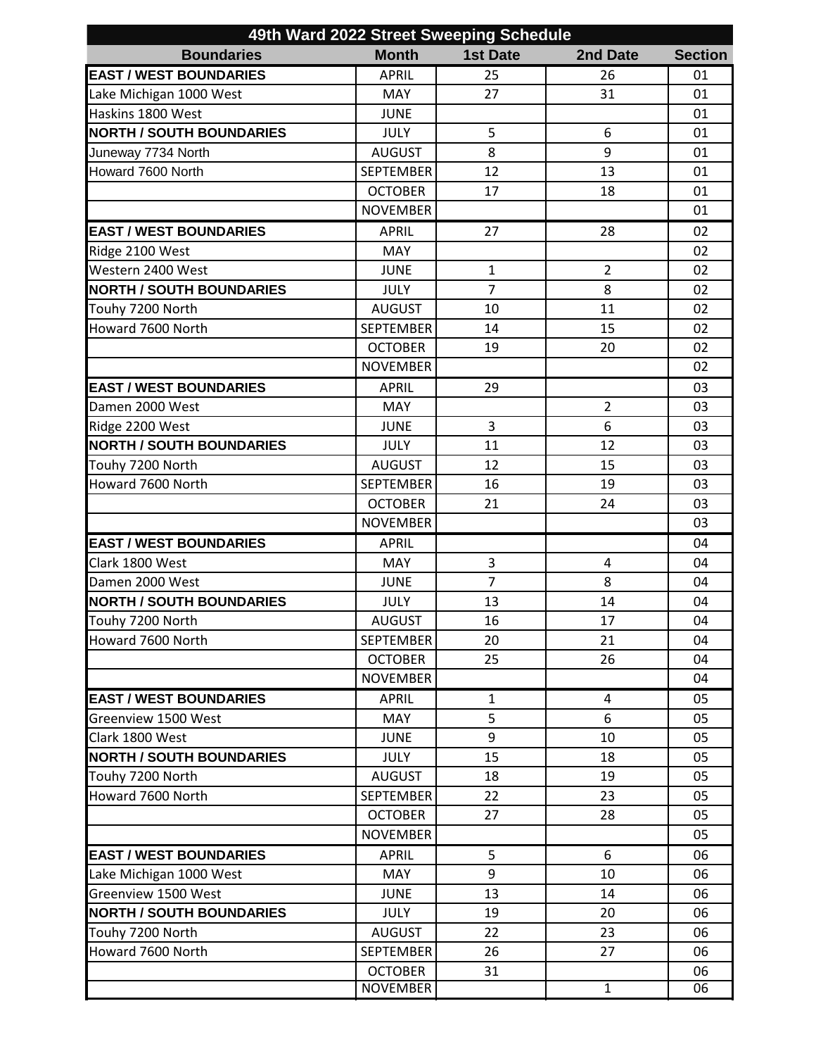| 49th Ward 2022 Street Sweeping Schedule | | | | |
|---|---|---|---|---|
| **Boundaries** | **Month** | **1st Date** | **2nd Date** | **Section** |
| **EAST / WEST BOUNDARIES** | APRIL | 25 | 26 | 01 |
| Lake Michigan 1000 West | MAY | 27 | 31 | 01 |
| Haskins 1800 West | JUNE | | | 01 |
| **NORTH / SOUTH BOUNDARIES** | JULY | 5 | 6 | 01 |
| Juneway 7734 North | AUGUST | 8 | 9 | 01 |
| Howard 7600 North | SEPTEMBER | 12 | 13 | 01 |
| | OCTOBER | 17 | 18 | 01 |
| | NOVEMBER | | | 01 |
| **EAST / WEST BOUNDARIES** | APRIL | 27 | 28 | 02 |
| Ridge 2100 West | MAY | | | 02 |
| Western 2400 West | JUNE | 1 | 2 | 02 |
| **NORTH / SOUTH BOUNDARIES** | JULY | 7 | 8 | 02 |
| Touhy 7200 North | AUGUST | 10 | 11 | 02 |
| Howard 7600 North | SEPTEMBER | 14 | 15 | 02 |
| | OCTOBER | 19 | 20 | 02 |
| | NOVEMBER | | | 02 |
| **EAST / WEST BOUNDARIES** | APRIL | 29 | | 03 |
| Damen 2000 West | MAY | | 2 | 03 |
| Ridge 2200 West | JUNE | 3 | 6 | 03 |
| **NORTH / SOUTH BOUNDARIES** | JULY | 11 | 12 | 03 |
| Touhy 7200 North | AUGUST | 12 | 15 | 03 |
| Howard 7600 North | SEPTEMBER | 16 | 19 | 03 |
| | OCTOBER | 21 | 24 | 03 |
| | NOVEMBER | | | 03 |
| **EAST / WEST BOUNDARIES** | APRIL | | | 04 |
| Clark 1800 West | MAY | 3 | 4 | 04 |
| Damen 2000 West | JUNE | 7 | 8 | 04 |
| **NORTH / SOUTH BOUNDARIES** | JULY | 13 | 14 | 04 |
| Touhy 7200 North | AUGUST | 16 | 17 | 04 |
| Howard 7600 North | SEPTEMBER | 20 | 21 | 04 |
| | OCTOBER | 25 | 26 | 04 |
| | NOVEMBER | | | 04 |
| **EAST / WEST BOUNDARIES** | APRIL | 1 | 4 | 05 |
| Greenview 1500 West | MAY | 5 | 6 | 05 |
| Clark 1800 West | JUNE | 9 | 10 | 05 |
| **NORTH / SOUTH BOUNDARIES** | JULY | 15 | 18 | 05 |
| Touhy 7200 North | AUGUST | 18 | 19 | 05 |
| Howard 7600 North | SEPTEMBER | 22 | 23 | 05 |
| | OCTOBER | 27 | 28 | 05 |
| | NOVEMBER | | | 05 |
| **EAST / WEST BOUNDARIES** | APRIL | 5 | 6 | 06 |
| Lake Michigan 1000 West | MAY | 9 | 10 | 06 |
| Greenview 1500 West | JUNE | 13 | 14 | 06 |
| **NORTH / SOUTH BOUNDARIES** | JULY | 19 | 20 | 06 |
| Touhy 7200 North | AUGUST | 22 | 23 | 06 |
| Howard 7600 North | SEPTEMBER | 26 | 27 | 06 |
| | OCTOBER | 31 | | 06 |
| | NOVEMBER | | 1 | 06 |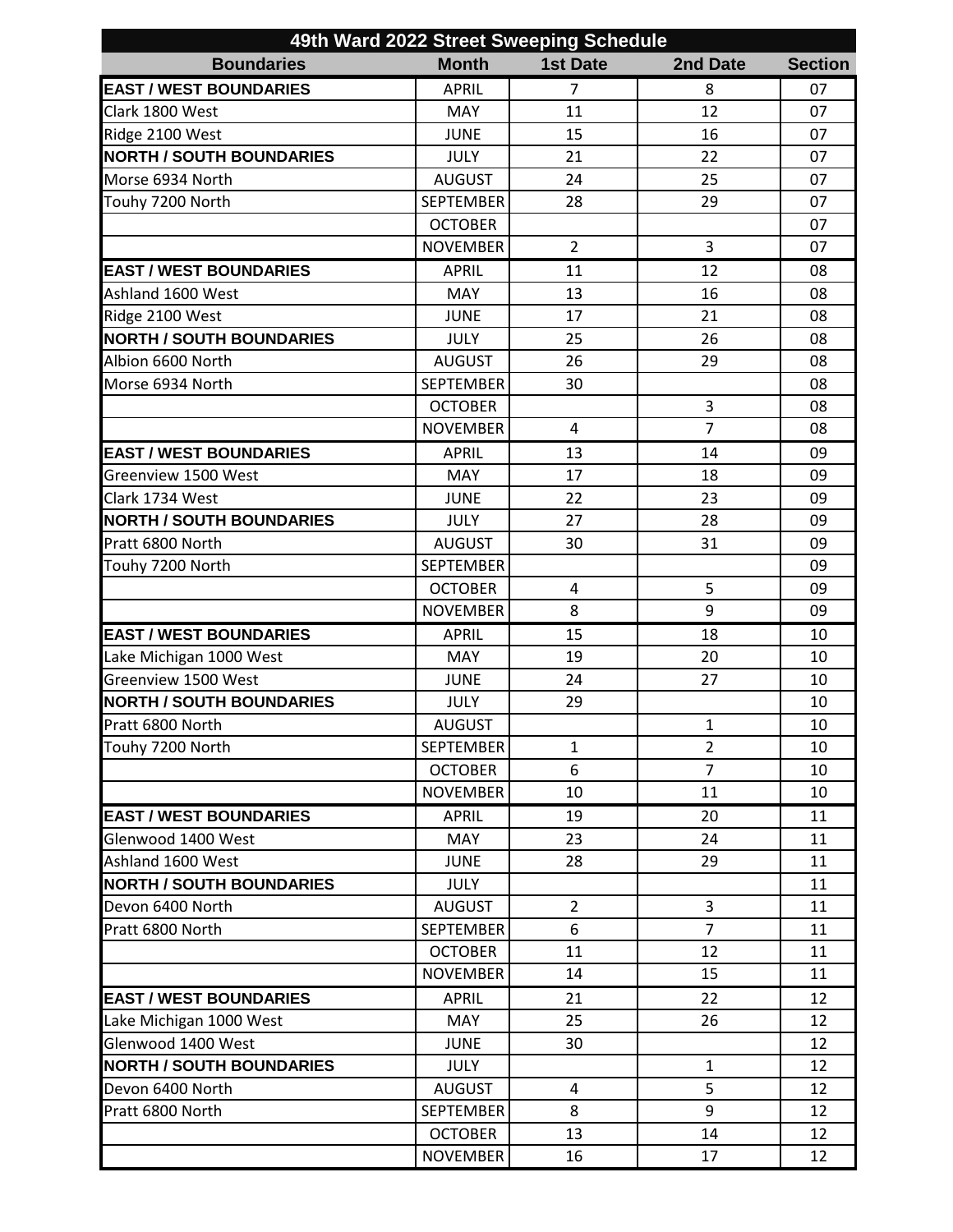| 49th Ward 2022 Street Sweeping Schedule | | | | |
|---|---|---|---|---|
| **Boundaries** | **Month** | **1st Date** | **2nd Date** | **Section** |
| **EAST / WEST BOUNDARIES** | APRIL | 7 | 8 | 07 |
| Clark 1800 West | MAY | 11 | 12 | 07 |
| Ridge 2100 West | JUNE | 15 | 16 | 07 |
| **NORTH / SOUTH BOUNDARIES** | JULY | 21 | 22 | 07 |
| Morse 6934 North | AUGUST | 24 | 25 | 07 |
| Touhy 7200 North | SEPTEMBER | 28 | 29 | 07 |
| | OCTOBER | | | 07 |
| | NOVEMBER | 2 | 3 | 07 |
| **EAST / WEST BOUNDARIES** | APRIL | 11 | 12 | 08 |
| Ashland 1600 West | MAY | 13 | 16 | 08 |
| Ridge 2100 West | JUNE | 17 | 21 | 08 |
| **NORTH / SOUTH BOUNDARIES** | JULY | 25 | 26 | 08 |
| Albion 6600 North | AUGUST | 26 | 29 | 08 |
| Morse 6934 North | SEPTEMBER | 30 | | 08 |
| | OCTOBER | | 3 | 08 |
| | NOVEMBER | 4 | 7 | 08 |
| **EAST / WEST BOUNDARIES** | APRIL | 13 | 14 | 09 |
| Greenview 1500 West | MAY | 17 | 18 | 09 |
| Clark 1734 West | JUNE | 22 | 23 | 09 |
| **NORTH / SOUTH BOUNDARIES** | JULY | 27 | 28 | 09 |
| Pratt 6800 North | AUGUST | 30 | 31 | 09 |
| Touhy 7200 North | SEPTEMBER | | | 09 |
| | OCTOBER | 4 | 5 | 09 |
| | NOVEMBER | 8 | 9 | 09 |
| **EAST / WEST BOUNDARIES** | APRIL | 15 | 18 | 10 |
| Lake Michigan 1000 West | MAY | 19 | 20 | 10 |
| Greenview 1500 West | JUNE | 24 | 27 | 10 |
| **NORTH / SOUTH BOUNDARIES** | JULY | 29 | | 10 |
| Pratt 6800 North | AUGUST | | 1 | 10 |
| Touhy 7200 North | SEPTEMBER | 1 | 2 | 10 |
| | OCTOBER | 6 | 7 | 10 |
| | NOVEMBER | 10 | 11 | 10 |
| **EAST / WEST BOUNDARIES** | APRIL | 19 | 20 | 11 |
| Glenwood 1400 West | MAY | 23 | 24 | 11 |
| Ashland 1600 West | JUNE | 28 | 29 | 11 |
| **NORTH / SOUTH BOUNDARIES** | JULY | | | 11 |
| Devon 6400 North | AUGUST | 2 | 3 | 11 |
| Pratt 6800 North | SEPTEMBER | 6 | 7 | 11 |
| | OCTOBER | 11 | 12 | 11 |
| | NOVEMBER | 14 | 15 | 11 |
| **EAST / WEST BOUNDARIES** | APRIL | 21 | 22 | 12 |
| Lake Michigan 1000 West | MAY | 25 | 26 | 12 |
| Glenwood 1400 West | JUNE | 30 | | 12 |
| **NORTH / SOUTH BOUNDARIES** | JULY | | 1 | 12 |
| Devon 6400 North | AUGUST | 4 | 5 | 12 |
| Pratt 6800 North | SEPTEMBER | 8 | 9 | 12 |
| | OCTOBER | 13 | 14 | 12 |
| | NOVEMBER | 16 | 17 | 12 |